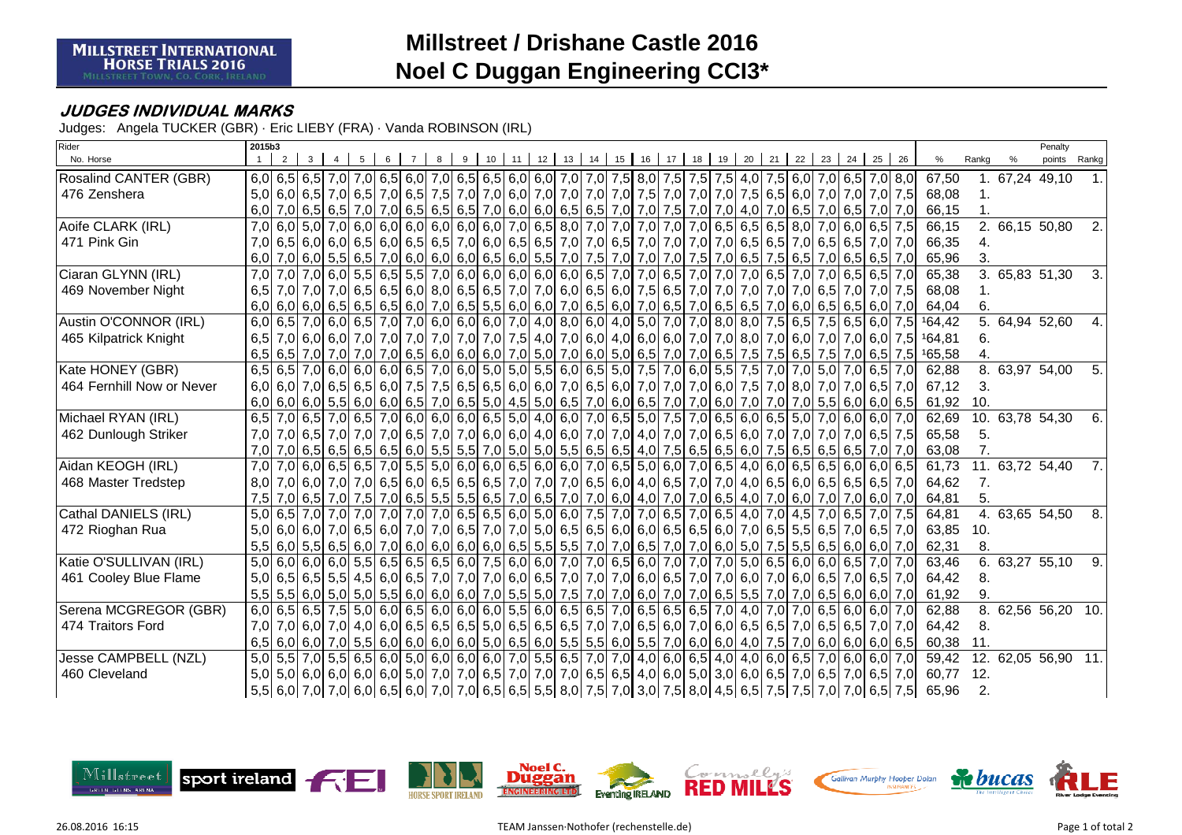# Millstreet / Drishane Castle 2016
# Noel C Duggan Engineering CCI3*

MILLSTREET INTERNATIONAL HORSE TRIALS 2016
MILLSTREET TOWN, CO. CORK, IRELAND

### JUDGES INDIVIDUAL MARKS

Judges: Angela TUCKER (GBR) · Eric LIEBY (FRA) · Vanda ROBINSON (IRL)

| Rider / No. Horse | 1 | 2 | 3 | 4 | 5 | 6 | 7 | 8 | 9 | 10 | 11 | 12 | 13 | 14 | 15 | 16 | 17 | 18 | 19 | 20 | 21 | 22 | 23 | 24 | 25 | 26 | % | Rankg | % | Penalty points | Rankg |
|---|---|---|---|---|---|---|---|---|---|---|---|---|---|---|---|---|---|---|---|---|---|---|---|---|---|---|---|---|---|---|---|
| Rosalind CANTER (GBR) | 6,0 | 6,5 | 6,5 | 7,0 | 7,0 | 6,5 | 6,0 | 7,0 | 6,5 | 6,5 | 6,0 | 6,0 | 7,0 | 7,0 | 7,5 | 8,0 | 7,5 | 7,5 | 7,5 | 4,0 | 7,5 | 6,0 | 7,0 | 6,5 | 7,0 | 8,0 | 67,50 | 1. | 67,24 | 49,10 | 1. |
| 476 Zenshera | 5,0 | 6,0 | 6,5 | 7,0 | 6,5 | 7,0 | 6,5 | 7,5 | 7,0 | 7,0 | 6,0 | 7,0 | 7,0 | 7,0 | 7,0 | 7,5 | 7,0 | 7,0 | 7,0 | 7,5 | 6,5 | 6,0 | 7,0 | 7,0 | 7,0 | 7,5 | 68,08 | 1. | | | |
| | 6,0 | 7,0 | 6,5 | 6,5 | 7,0 | 7,0 | 6,5 | 6,5 | 6,5 | 7,0 | 6,0 | 6,0 | 6,5 | 6,5 | 7,0 | 7,0 | 7,5 | 7,0 | 7,0 | 4,0 | 7,0 | 6,5 | 7,0 | 6,5 | 7,0 | 7,0 | 66,15 | 1. | | | |
| Aoife CLARK (IRL) | 7,0 | 6,0 | 5,0 | 7,0 | 6,0 | 6,0 | 6,0 | 6,0 | 6,0 | 6,0 | 7,0 | 6,5 | 8,0 | 7,0 | 7,0 | 7,0 | 7,0 | 7,0 | 6,5 | 6,5 | 6,5 | 8,0 | 7,0 | 6,0 | 6,5 | 7,5 | 66,15 | 2. | 66,15 | 50,80 | 2. |
| 471 Pink Gin | 7,0 | 6,5 | 6,0 | 6,0 | 6,5 | 6,0 | 6,5 | 6,5 | 7,0 | 6,0 | 6,5 | 6,5 | 7,0 | 7,0 | 6,5 | 7,0 | 7,0 | 7,0 | 7,0 | 6,5 | 6,5 | 7,0 | 6,5 | 6,5 | 7,0 | 7,0 | 66,35 | 4. | | | |
| | 6,0 | 7,0 | 6,0 | 5,5 | 6,5 | 7,0 | 6,0 | 6,0 | 6,0 | 6,5 | 6,0 | 5,5 | 7,0 | 7,5 | 7,0 | 7,0 | 7,0 | 7,5 | 7,0 | 6,5 | 7,5 | 6,5 | 7,0 | 6,5 | 6,5 | 7,0 | 65,96 | 3. | | | |
| Ciaran GLYNN (IRL) | 7,0 | 7,0 | 7,0 | 6,0 | 5,5 | 6,5 | 5,5 | 7,0 | 6,0 | 6,0 | 6,0 | 6,0 | 6,0 | 6,5 | 7,0 | 7,0 | 6,5 | 7,0 | 7,0 | 7,0 | 6,5 | 7,0 | 7,0 | 6,5 | 6,5 | 7,0 | 65,38 | 3. | 65,83 | 51,30 | 3. |
| 469 November Night | 6,5 | 7,0 | 7,0 | 7,0 | 6,5 | 6,5 | 6,0 | 8,0 | 6,5 | 6,5 | 7,0 | 7,0 | 6,0 | 6,5 | 6,0 | 7,5 | 6,5 | 7,0 | 7,0 | 7,0 | 7,0 | 7,0 | 6,5 | 7,0 | 7,0 | 7,5 | 68,08 | 1. | | | |
| | 6,0 | 6,0 | 6,0 | 6,5 | 6,5 | 6,5 | 6,0 | 7,0 | 6,5 | 5,5 | 6,0 | 6,0 | 7,0 | 6,5 | 6,0 | 7,0 | 6,5 | 7,0 | 6,5 | 6,5 | 7,0 | 6,0 | 6,5 | 6,5 | 6,0 | 7,0 | 64,04 | 6. | | | |
| Austin O'CONNOR (IRL) | 6,0 | 6,5 | 7,0 | 6,0 | 6,5 | 7,0 | 7,0 | 6,0 | 6,0 | 6,0 | 7,0 | 4,0 | 8,0 | 6,0 | 4,0 | 5,0 | 7,0 | 7,0 | 8,0 | 8,0 | 7,5 | 6,5 | 7,5 | 6,5 | 6,0 | 7,5 | [1]64,42 | 5. | 64,94 | 52,60 | 4. |
| 465 Kilpatrick Knight | 6,5 | 7,0 | 6,0 | 6,0 | 7,0 | 7,0 | 7,0 | 7,0 | 7,0 | 7,0 | 7,5 | 4,0 | 7,0 | 6,0 | 4,0 | 6,0 | 6,0 | 7,0 | 7,0 | 8,0 | 7,0 | 6,0 | 7,0 | 7,0 | 6,0 | 7,5 | [1]64,81 | 6. | | | |
| | 6,5 | 6,5 | 7,0 | 7,0 | 7,0 | 7,0 | 6,5 | 6,0 | 6,0 | 6,0 | 7,0 | 5,0 | 7,0 | 6,0 | 5,0 | 6,5 | 7,0 | 7,0 | 6,5 | 7,5 | 7,5 | 6,5 | 7,5 | 7,0 | 6,5 | 7,5 | [1]65,58 | 4. | | | |
| Kate HONEY (GBR) | 6,5 | 6,5 | 7,0 | 6,0 | 6,0 | 6,0 | 6,5 | 7,0 | 6,0 | 5,0 | 5,0 | 5,5 | 6,0 | 6,5 | 5,0 | 7,5 | 7,0 | 6,0 | 5,5 | 7,5 | 7,0 | 7,0 | 5,0 | 7,0 | 6,5 | 7,0 | 62,88 | 8. | 63,97 | 54,00 | 5. |
| 464 Fernhill Now or Never | 6,0 | 6,0 | 7,0 | 6,5 | 6,5 | 6,0 | 7,5 | 7,5 | 6,5 | 6,5 | 6,0 | 6,0 | 7,0 | 6,5 | 6,0 | 7,0 | 7,0 | 7,0 | 6,0 | 7,5 | 7,0 | 8,0 | 7,0 | 7,0 | 6,5 | 7,0 | 67,12 | 3. | | | |
| | 6,0 | 6,0 | 6,0 | 5,5 | 6,0 | 6,0 | 6,5 | 7,0 | 6,5 | 5,0 | 4,5 | 5,0 | 6,5 | 7,0 | 6,0 | 6,5 | 7,0 | 7,0 | 6,0 | 7,0 | 7,0 | 7,0 | 5,5 | 6,0 | 6,0 | 6,5 | 61,92 | 10. | | | |
| Michael RYAN (IRL) | 6,5 | 7,0 | 6,5 | 7,0 | 6,5 | 7,0 | 6,0 | 6,0 | 6,0 | 6,5 | 5,0 | 4,0 | 6,0 | 7,0 | 6,5 | 5,0 | 7,5 | 7,0 | 6,5 | 6,0 | 6,5 | 5,0 | 7,0 | 6,0 | 6,0 | 7,0 | 62,69 | 10. | 63,78 | 54,30 | 6. |
| 462 Dunlough Striker | 7,0 | 7,0 | 6,5 | 7,0 | 7,0 | 7,0 | 6,5 | 7,0 | 7,0 | 6,0 | 6,0 | 4,0 | 6,0 | 7,0 | 7,0 | 4,0 | 7,0 | 7,0 | 6,5 | 6,0 | 7,0 | 7,0 | 7,0 | 7,0 | 6,5 | 7,5 | 65,58 | 5. | | | |
| | 7,0 | 7,0 | 6,5 | 6,5 | 6,5 | 6,5 | 6,0 | 5,5 | 5,5 | 7,0 | 5,0 | 5,0 | 5,5 | 6,5 | 6,5 | 4,0 | 7,5 | 6,5 | 6,5 | 6,0 | 7,5 | 6,5 | 6,5 | 6,5 | 7,0 | 7,0 | 63,08 | 7. | | | |
| Aidan KEOGH (IRL) | 7,0 | 7,0 | 6,0 | 6,5 | 6,5 | 7,0 | 5,5 | 5,0 | 6,0 | 6,0 | 6,5 | 6,0 | 6,0 | 7,0 | 6,5 | 5,0 | 6,0 | 7,0 | 6,5 | 4,0 | 6,0 | 6,5 | 6,5 | 6,0 | 6,0 | 6,5 | 61,73 | 11. | 63,72 | 54,40 | 7. |
| 468 Master Tredstep | 8,0 | 7,0 | 6,0 | 7,0 | 7,0 | 6,5 | 6,0 | 6,5 | 6,5 | 6,5 | 7,0 | 7,0 | 7,0 | 6,5 | 6,0 | 4,0 | 6,5 | 7,0 | 7,0 | 4,0 | 6,5 | 6,0 | 6,5 | 6,5 | 6,5 | 7,0 | 64,62 | 7. | | | |
| | 7,5 | 7,0 | 6,5 | 7,0 | 7,5 | 7,0 | 6,5 | 5,5 | 5,5 | 6,5 | 7,0 | 6,5 | 7,0 | 7,0 | 6,0 | 4,0 | 7,0 | 7,0 | 6,5 | 4,0 | 7,0 | 6,0 | 7,0 | 7,0 | 6,0 | 7,0 | 64,81 | 5. | | | |
| Cathal DANIELS (IRL) | 5,0 | 6,5 | 7,0 | 7,0 | 7,0 | 7,0 | 7,0 | 7,0 | 6,5 | 6,5 | 6,0 | 5,0 | 6,0 | 7,5 | 7,0 | 7,0 | 6,5 | 7,0 | 6,5 | 4,0 | 7,0 | 4,5 | 7,0 | 6,5 | 7,0 | 7,5 | 64,81 | 4. | 63,65 | 54,50 | 8. |
| 472 Rioghan Rua | 5,0 | 6,0 | 6,0 | 7,0 | 6,5 | 6,0 | 7,0 | 7,0 | 6,5 | 7,0 | 7,0 | 5,0 | 6,5 | 6,5 | 6,0 | 6,0 | 6,5 | 6,5 | 6,0 | 7,0 | 6,5 | 5,5 | 6,5 | 7,0 | 6,5 | 7,0 | 63,85 | 10. | | | |
| | 5,5 | 6,0 | 5,5 | 6,5 | 6,0 | 7,0 | 6,0 | 6,0 | 6,0 | 6,0 | 6,5 | 5,5 | 5,5 | 7,0 | 7,0 | 6,5 | 7,0 | 7,0 | 6,0 | 5,0 | 7,5 | 5,5 | 6,5 | 6,0 | 6,0 | 7,0 | 62,31 | 8. | | | |
| Katie O'SULLIVAN (IRL) | 5,0 | 6,0 | 6,0 | 6,0 | 5,5 | 6,5 | 6,5 | 6,5 | 6,0 | 7,5 | 6,0 | 6,0 | 7,0 | 7,0 | 6,5 | 6,0 | 7,0 | 7,0 | 7,0 | 5,0 | 6,5 | 6,0 | 6,0 | 6,5 | 7,0 | 7,0 | 63,46 | 6. | 63,27 | 55,10 | 9. |
| 461 Cooley Blue Flame | 5,0 | 6,5 | 6,5 | 5,5 | 4,5 | 6,0 | 6,5 | 7,0 | 7,0 | 7,0 | 6,0 | 6,5 | 7,0 | 7,0 | 6,0 | 6,5 | 7,0 | 7,0 | 6,0 | 7,0 | 6,0 | 6,5 | 7,0 | 6,5 | 7,0 | | 64,42 | 8. | | | |
| | 5,5 | 5,5 | 6,0 | 5,0 | 5,0 | 5,5 | 6,0 | 6,0 | 6,0 | 7,0 | 5,5 | 5,0 | 7,5 | 7,0 | 7,0 | 6,0 | 7,0 | 7,0 | 6,5 | 5,5 | 7,0 | 7,0 | 6,5 | 6,0 | 6,0 | 7,0 | 61,92 | 9. | | | |
| Serena MCGREGOR (GBR) | 6,0 | 6,5 | 6,5 | 7,5 | 5,0 | 6,0 | 6,5 | 6,0 | 6,0 | 6,0 | 5,5 | 6,0 | 6,5 | 6,5 | 7,0 | 6,5 | 6,5 | 6,5 | 7,0 | 4,0 | 7,0 | 7,0 | 6,5 | 6,0 | 6,0 | 7,0 | 62,88 | 8. | 62,56 | 56,20 | 10. |
| 474 Traitors Ford | 7,0 | 7,0 | 6,0 | 7,0 | 4,0 | 6,0 | 6,5 | 6,5 | 6,5 | 5,0 | 6,5 | 6,5 | 6,5 | 7,0 | 7,0 | 6,5 | 6,0 | 7,0 | 6,0 | 6,5 | 6,5 | 7,0 | 6,5 | 6,5 | 7,0 | 7,0 | 64,42 | 8. | | | |
| | 6,5 | 6,0 | 6,0 | 7,0 | 5,5 | 6,0 | 6,0 | 6,0 | 6,0 | 5,0 | 6,5 | 6,0 | 5,5 | 5,5 | 6,0 | 5,5 | 7,0 | 6,0 | 6,0 | 4,0 | 7,5 | 6,0 | 6,0 | 6,0 | 6,0 | 6,5 | 60,38 | 11. | | | |
| Jesse CAMPBELL (NZL) | 5,0 | 5,5 | 7,0 | 5,5 | 6,5 | 6,0 | 5,0 | 6,0 | 6,0 | 6,0 | 7,0 | 5,5 | 6,5 | 7,0 | 7,0 | 4,0 | 6,0 | 6,5 | 4,0 | 4,0 | 6,0 | 6,5 | 7,0 | 6,0 | 6,0 | 7,0 | 59,42 | 12. | 62,05 | 56,90 | 11. |
| 460 Cleveland | 5,0 | 5,0 | 6,0 | 6,0 | 6,0 | 6,0 | 5,0 | 7,0 | 7,0 | 6,5 | 7,0 | 7,0 | 7,0 | 6,5 | 6,5 | 4,0 | 6,0 | 5,0 | 3,0 | 6,0 | 6,5 | 7,0 | 6,5 | 7,0 | 6,5 | 7,0 | 60,77 | 12. | | | |
| | 5,5 | 6,0 | 7,0 | 7,0 | 6,0 | 6,5 | 6,0 | 7,0 | 7,0 | 6,5 | 6,5 | 5,5 | 8,0 | 7,5 | 7,0 | 3,0 | 7,5 | 8,0 | 4,5 | 6,5 | 7,5 | 7,5 | 7,0 | 7,0 | 6,5 | 7,5 | 65,96 | 2. | | | |

26.08.2016 16:15 TEAM Janssen·Nothofer (rechenstelle.de)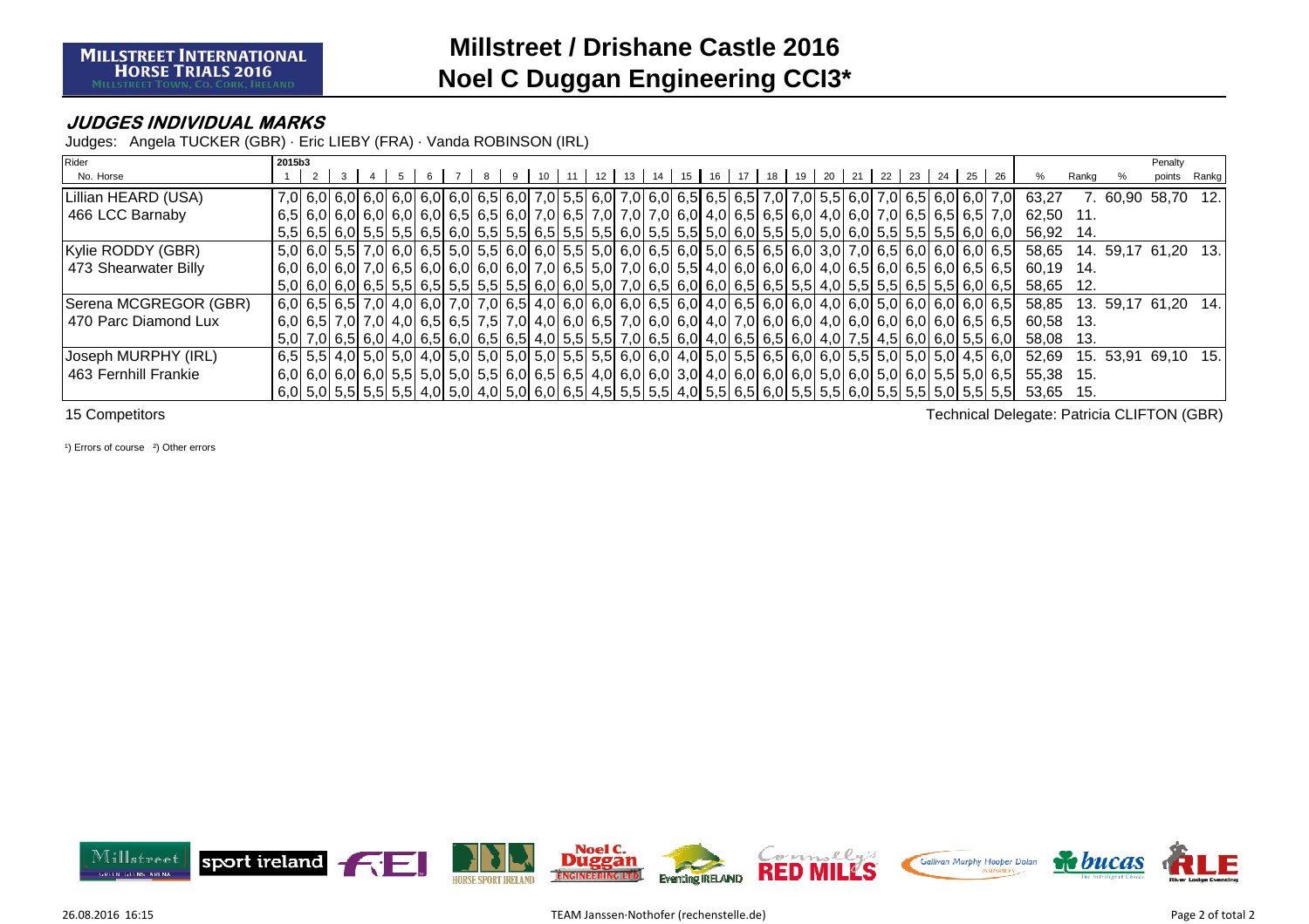# Millstreet / Drishane Castle 2016
# Noel C Duggan Engineering CCI3*

MILLSTREET INTERNATIONAL HORSE TRIALS 2016
MILLSTREET TOWN, CO. CORK, IRELAND

## JUDGES INDIVIDUAL MARKS

Judges: Angela TUCKER (GBR) · Eric LIEBY (FRA) · Vanda ROBINSON (IRL)

| Rider / No. Horse | 1 | 2 | 3 | 4 | 5 | 6 | 7 | 8 | 9 | 10 | 11 | 12 | 13 | 14 | 15 | 16 | 17 | 18 | 19 | 20 | 21 | 22 | 23 | 24 | 25 | 26 | % | Rankg | % | Penalty points | Rankg |
|---|---|---|---|---|---|---|---|---|---|---|---|---|---|---|---|---|---|---|---|---|---|---|---|---|---|---|---|---|---|---|---|
| 2015b3 | | | | | | | | | | | | | | | | | | | | | | | | | | | | | | | |
| Lillian HEARD (USA) | 7,0 | 6,0 | 6,0 | 6,0 | 6,0 | 6,0 | 6,0 | 6,5 | 6,0 | 7,0 | 5,5 | 6,0 | 7,0 | 6,0 | 6,5 | 6,5 | 6,5 | 7,0 | 7,0 | 5,5 | 6,0 | 7,0 | 6,5 | 6,0 | 6,0 | 7,0 | 63,27 | 7. | 60,90 | 58,70 | 12. |
| 466 LCC Barnaby | 6,5 | 6,0 | 6,0 | 6,0 | 6,0 | 6,0 | 6,5 | 6,5 | 6,0 | 7,0 | 6,5 | 7,0 | 7,0 | 7,0 | 6,0 | 4,0 | 6,5 | 6,5 | 6,0 | 4,0 | 6,0 | 7,0 | 6,5 | 6,5 | 6,5 | 7,0 | 62,50 | 11. | | | |
| | 5,5 | 6,5 | 6,0 | 5,5 | 5,5 | 6,5 | 6,0 | 5,5 | 5,5 | 6,5 | 5,5 | 5,5 | 6,0 | 5,5 | 5,5 | 5,0 | 6,0 | 5,5 | 5,0 | 5,0 | 6,0 | 5,5 | 5,5 | 5,5 | 6,0 | 6,0 | 56,92 | 14. | | | |
| Kylie RODDY (GBR) | 5,0 | 6,0 | 5,5 | 7,0 | 6,0 | 6,5 | 5,0 | 5,5 | 6,0 | 6,0 | 5,5 | 5,0 | 6,0 | 6,5 | 6,0 | 5,0 | 6,5 | 6,5 | 6,0 | 3,0 | 7,0 | 6,5 | 6,0 | 6,0 | 6,0 | 6,5 | 58,65 | 14. | 59,17 | 61,20 | 13. |
| 473 Shearwater Billy | 6,0 | 6,0 | 6,0 | 7,0 | 6,5 | 6,0 | 6,0 | 6,0 | 6,0 | 7,0 | 6,5 | 5,0 | 7,0 | 6,0 | 5,5 | 4,0 | 6,0 | 6,0 | 6,0 | 4,0 | 6,5 | 6,0 | 6,5 | 6,0 | 6,5 | 6,5 | 60,19 | 14. | | | |
| | 5,0 | 6,0 | 6,0 | 6,5 | 5,5 | 6,5 | 5,5 | 5,5 | 5,5 | 6,0 | 6,0 | 5,0 | 7,0 | 6,5 | 6,0 | 6,0 | 6,5 | 6,5 | 5,5 | 4,0 | 5,5 | 5,5 | 6,5 | 5,5 | 6,0 | 6,5 | 58,65 | 12. | | | |
| Serena MCGREGOR (GBR) | 6,0 | 6,5 | 6,5 | 7,0 | 4,0 | 6,0 | 7,0 | 7,0 | 6,5 | 4,0 | 6,0 | 6,0 | 6,0 | 6,5 | 6,0 | 4,0 | 6,5 | 6,0 | 6,0 | 4,0 | 6,0 | 5,0 | 6,0 | 6,0 | 6,0 | 6,5 | 58,85 | 13. | 59,17 | 61,20 | 14. |
| 470 Parc Diamond Lux | 6,0 | 6,5 | 7,0 | 7,0 | 4,0 | 6,5 | 6,5 | 7,5 | 7,0 | 4,0 | 6,0 | 6,5 | 7,0 | 6,0 | 6,0 | 4,0 | 7,0 | 6,0 | 6,0 | 4,0 | 6,0 | 6,0 | 6,0 | 6,0 | 6,5 | 6,5 | 60,58 | 13. | | | |
| | 5,0 | 7,0 | 6,5 | 6,0 | 4,0 | 6,5 | 6,0 | 6,5 | 6,5 | 4,0 | 5,5 | 5,5 | 7,0 | 6,5 | 6,0 | 4,0 | 6,5 | 6,5 | 6,0 | 4,0 | 7,5 | 4,5 | 6,0 | 6,0 | 5,5 | 6,0 | 58,08 | 13. | | | |
| Joseph MURPHY (IRL) | 6,5 | 5,5 | 4,0 | 5,0 | 5,0 | 4,0 | 5,0 | 5,0 | 5,0 | 5,0 | 5,5 | 5,5 | 6,0 | 6,0 | 4,0 | 5,0 | 5,5 | 6,5 | 6,0 | 6,0 | 5,5 | 5,0 | 5,0 | 5,0 | 4,5 | 6,0 | 52,69 | 15. | 53,91 | 69,10 | 15. |
| 463 Fernhill Frankie | 6,0 | 6,0 | 6,0 | 6,0 | 5,5 | 5,0 | 5,0 | 5,5 | 6,0 | 6,5 | 6,5 | 4,0 | 6,0 | 6,0 | 3,0 | 4,0 | 6,0 | 6,0 | 6,0 | 5,0 | 6,0 | 5,0 | 6,0 | 5,5 | 5,0 | 6,5 | 55,38 | 15. | | | |
| | 6,0 | 5,0 | 5,5 | 5,5 | 5,5 | 4,0 | 5,0 | 4,0 | 5,0 | 6,0 | 6,5 | 4,5 | 5,5 | 5,5 | 4,0 | 5,5 | 6,5 | 6,0 | 5,5 | 5,5 | 6,0 | 5,5 | 5,5 | 5,0 | 5,5 | 5,5 | 53,65 | 15. | | | |

15 Competitors

Technical Delegate: Patricia CLIFTON (GBR)

[1]) Errors of course [2]) Other errors

26.08.2016 16:15

TEAM Janssen·Nothofer (rechenstelle.de)